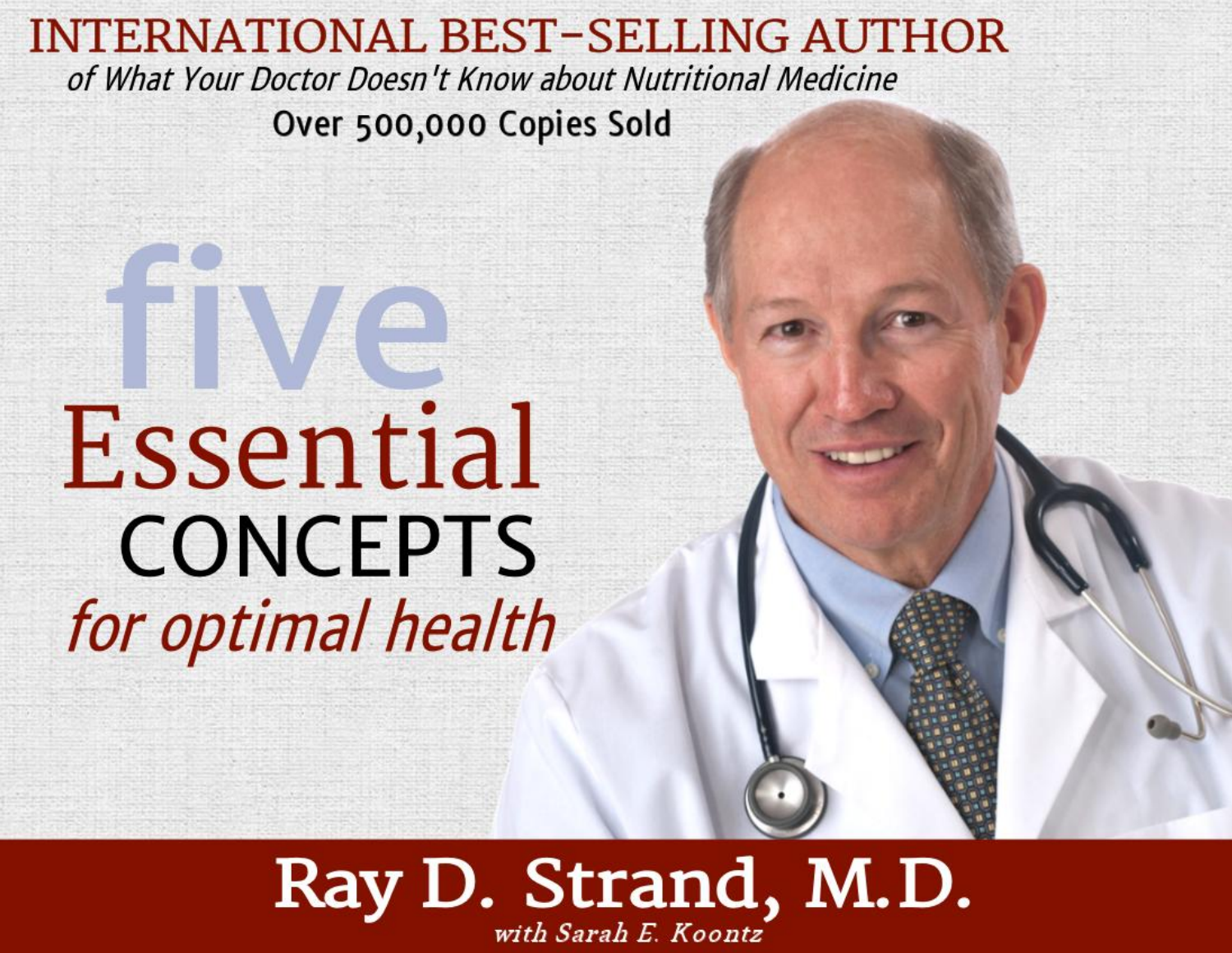INTERNATIONAL BEST-SELLING AUTHOR

*of What Your Doctor Doesn't Know about Nutritional Medicine*

Over 500,000 Copies Sold

# five Essential CONCEPTS *for optimal health*

## Ray D. Strand, M.D.

*with Sarah E. Koontz*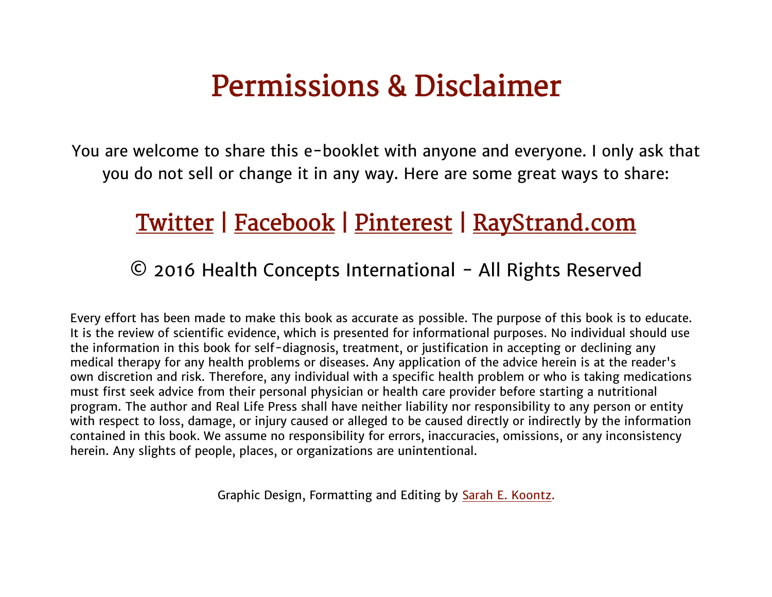# Permissions & Disclaimer

You are welcome to share this e-booklet with anyone and everyone. I only ask that you do not sell or change it in any way. Here are some great ways to share:

Twitter | Facebook | Pinterest | RayStrand.com

© 2016 Health Concepts International - All Rights Reserved

Every effort has been made to make this book as accurate as possible. The purpose of this book is to educate. It is the review of scientific evidence, which is presented for informational purposes. No individual should use the information in this book for self-diagnosis, treatment, or justification in accepting or declining any medical therapy for any health problems or diseases. Any application of the advice herein is at the reader's own discretion and risk. Therefore, any individual with a specific health problem or who is taking medications must first seek advice from their personal physician or health care provider before starting a nutritional program. The author and Real Life Press shall have neither liability nor responsibility to any person or entity with respect to loss, damage, or injury caused or alleged to be caused directly or indirectly by the information contained in this book. We assume no responsibility for errors, inaccuracies, omissions, or any inconsistency herein. Any slights of people, places, or organizations are unintentional.

Graphic Design, Formatting and Editing by Sarah E. Koontz.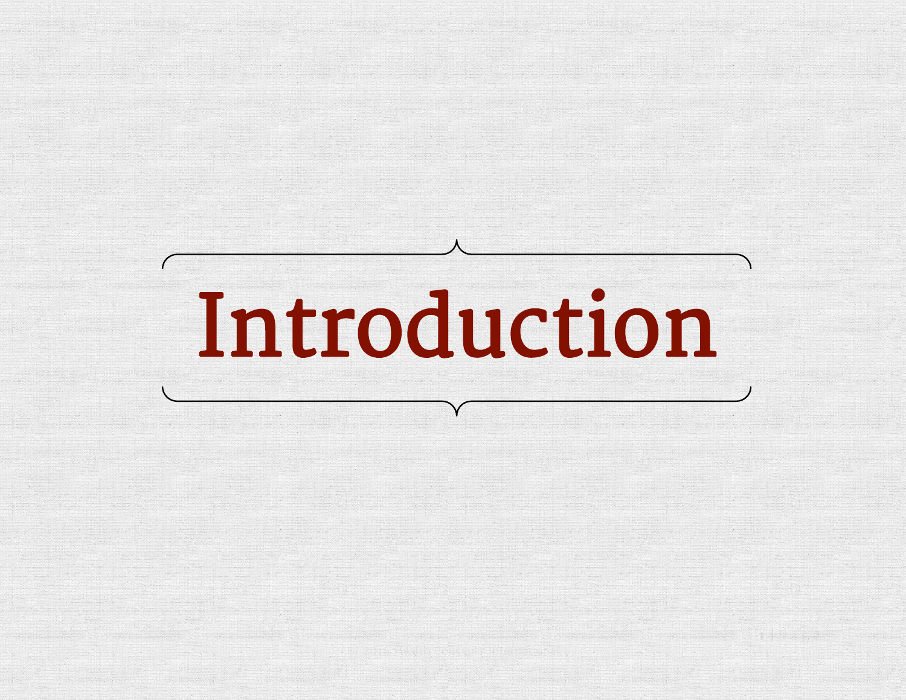# Introduction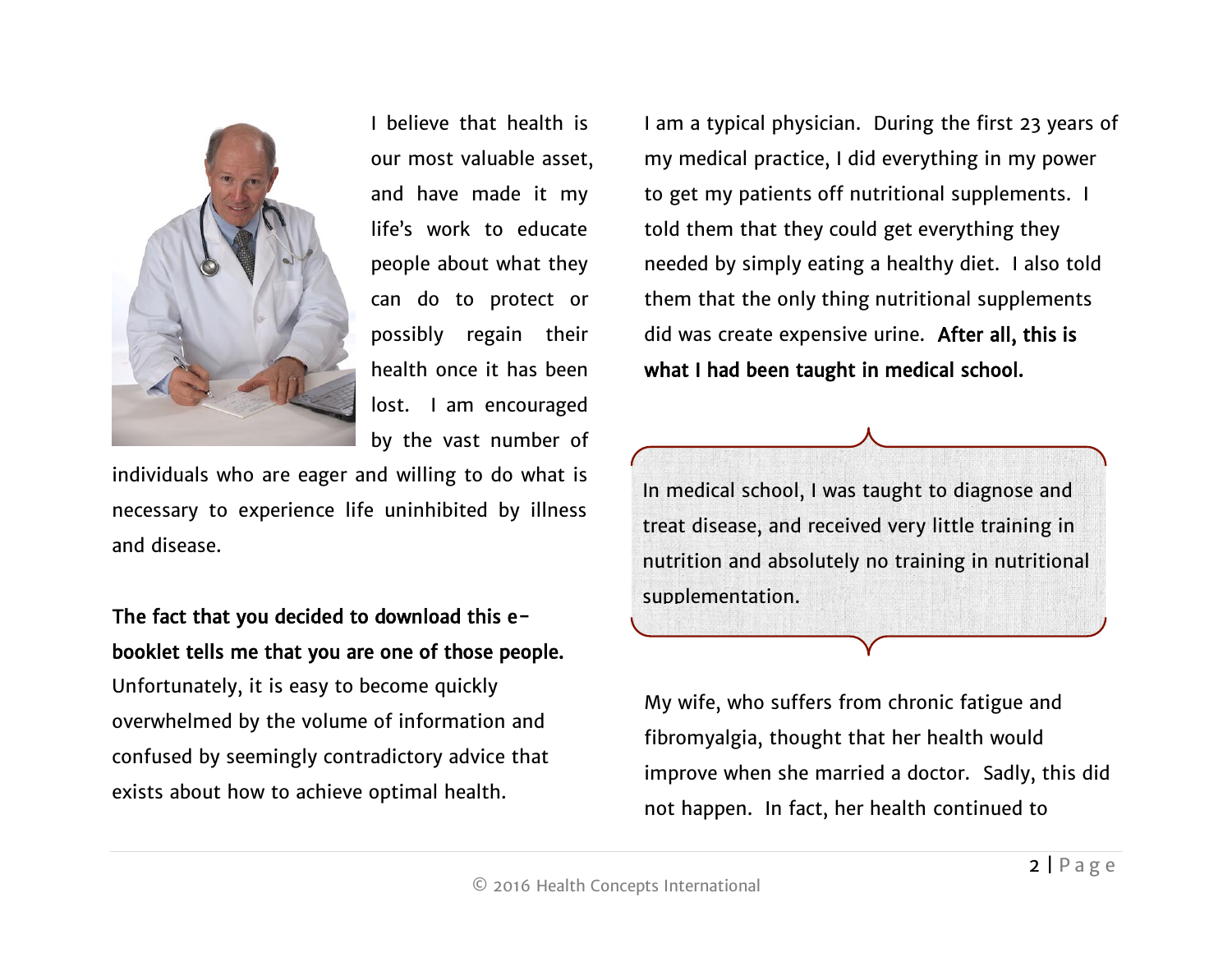I believe that health is our most valuable asset, and have made it my life's work to educate people about what they can do to protect or possibly regain their health once it has been lost. I am encouraged by the vast number of individuals who are eager and willing to do what is necessary to experience life uninhibited by illness and disease.

**The fact that you decided to download this e-booklet tells me that you are one of those people.** Unfortunately, it is easy to become quickly overwhelmed by the volume of information and confused by seemingly contradictory advice that exists about how to achieve optimal health.

I am a typical physician. During the first 23 years of my medical practice, I did everything in my power to get my patients off nutritional supplements. I told them that they could get everything they needed by simply eating a healthy diet. I also told them that the only thing nutritional supplements did was create expensive urine. **After all, this is what I had been taught in medical school.**

> In medical school, I was taught to diagnose and treat disease, and received very little training in nutrition and absolutely no training in nutritional supplementation.

My wife, who suffers from chronic fatigue and fibromyalgia, thought that her health would improve when she married a doctor. Sadly, this did not happen. In fact, her health continued to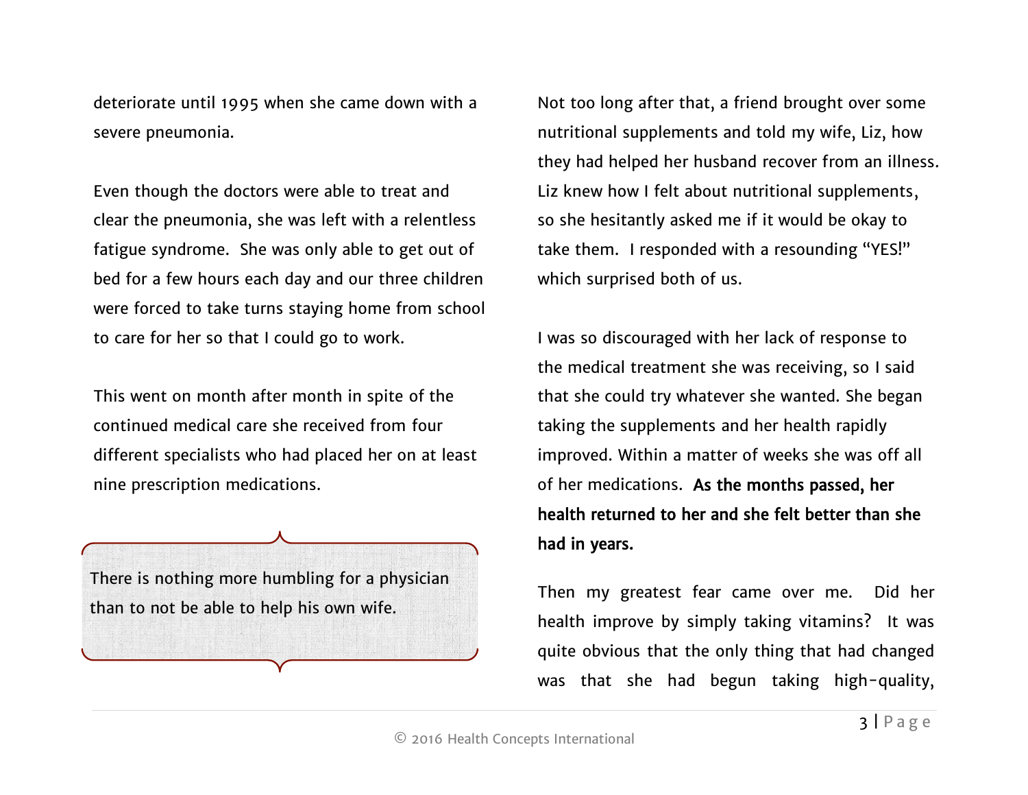deteriorate until 1995 when she came down with a severe pneumonia.

Even though the doctors were able to treat and clear the pneumonia, she was left with a relentless fatigue syndrome. She was only able to get out of bed for a few hours each day and our three children were forced to take turns staying home from school to care for her so that I could go to work.

This went on month after month in spite of the continued medical care she received from four different specialists who had placed her on at least nine prescription medications.

> There is nothing more humbling for a physician than to not be able to help his own wife.

Not too long after that, a friend brought over some nutritional supplements and told my wife, Liz, how they had helped her husband recover from an illness. Liz knew how I felt about nutritional supplements, so she hesitantly asked me if it would be okay to take them. I responded with a resounding "YES!" which surprised both of us.

I was so discouraged with her lack of response to the medical treatment she was receiving, so I said that she could try whatever she wanted. She began taking the supplements and her health rapidly improved. Within a matter of weeks she was off all of her medications. **As the months passed, her health returned to her and she felt better than she had in years.**

Then my greatest fear came over me. Did her health improve by simply taking vitamins? It was quite obvious that the only thing that had changed was that she had begun taking high-quality,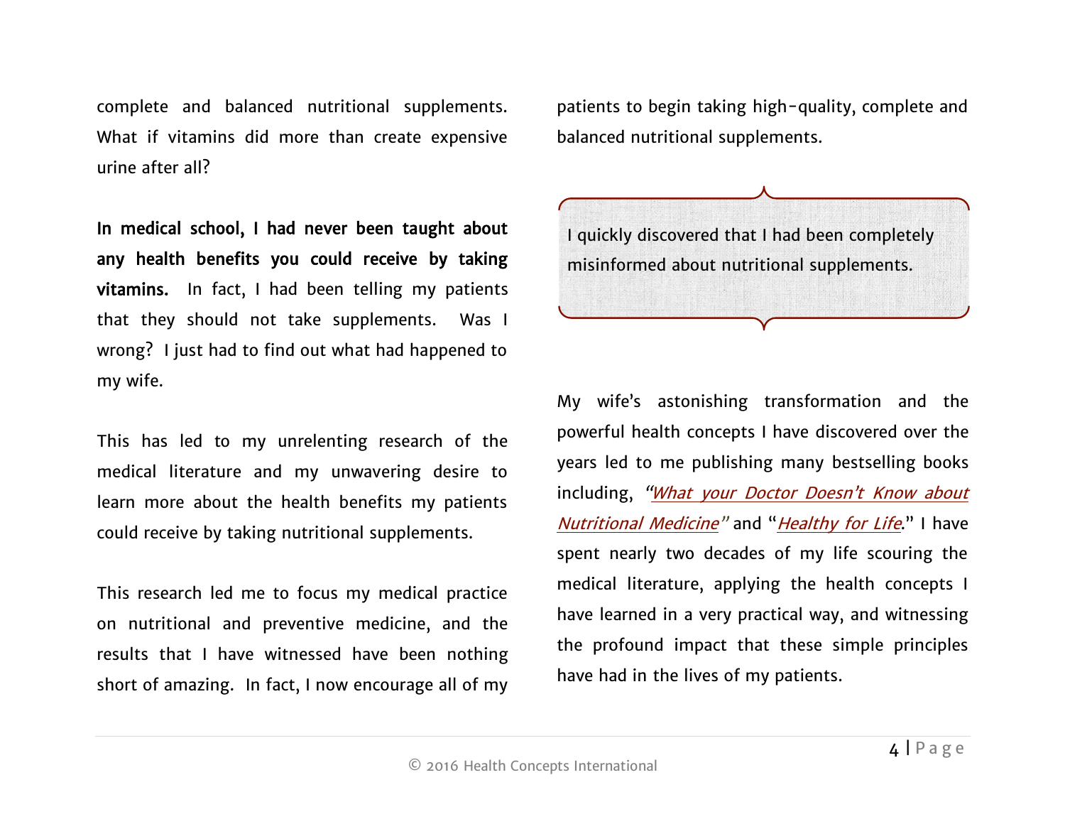complete and balanced nutritional supplements. What if vitamins did more than create expensive urine after all?

**In medical school, I had never been taught about any health benefits you could receive by taking vitamins.** In fact, I had been telling my patients that they should not take supplements. Was I wrong? I just had to find out what had happened to my wife.

This has led to my unrelenting research of the medical literature and my unwavering desire to learn more about the health benefits my patients could receive by taking nutritional supplements.

This research led me to focus my medical practice on nutritional and preventive medicine, and the results that I have witnessed have been nothing short of amazing. In fact, I now encourage all of my patients to begin taking high-quality, complete and balanced nutritional supplements.

> I quickly discovered that I had been completely misinformed about nutritional supplements.

My wife's astonishing transformation and the powerful health concepts I have discovered over the years led to me publishing many bestselling books including, *"What your Doctor Doesn't Know about Nutritional Medicine"* and "*Healthy for Life*." I have spent nearly two decades of my life scouring the medical literature, applying the health concepts I have learned in a very practical way, and witnessing the profound impact that these simple principles have had in the lives of my patients.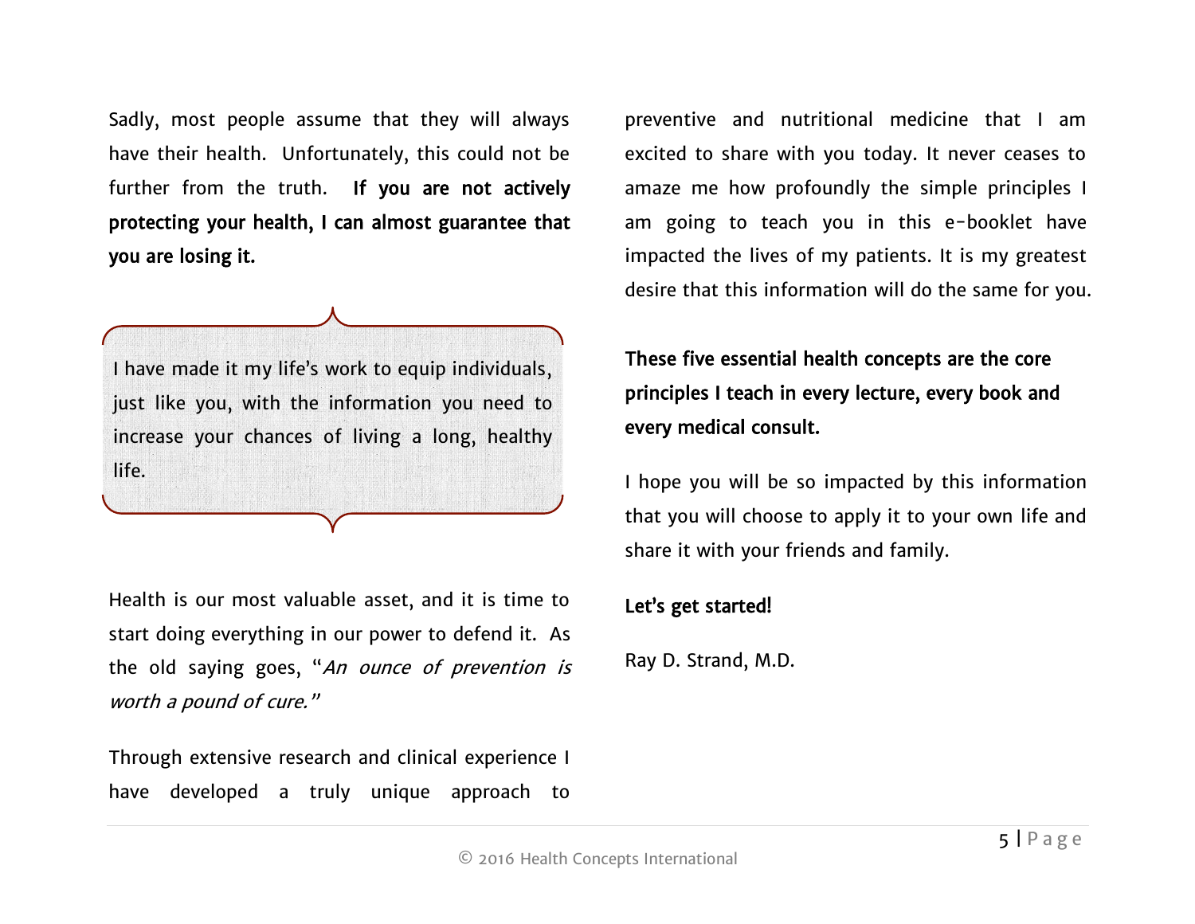Sadly, most people assume that they will always have their health. Unfortunately, this could not be further from the truth. **If you are not actively protecting your health, I can almost guarantee that you are losing it.**

> I have made it my life's work to equip individuals, just like you, with the information you need to increase your chances of living a long, healthy life.

Health is our most valuable asset, and it is time to start doing everything in our power to defend it. As the old saying goes, "*An ounce of prevention is worth a pound of cure.*"

Through extensive research and clinical experience I have developed a truly unique approach to preventive and nutritional medicine that I am excited to share with you today. It never ceases to amaze me how profoundly the simple principles I am going to teach you in this e-booklet have impacted the lives of my patients. It is my greatest desire that this information will do the same for you.

**These five essential health concepts are the core principles I teach in every lecture, every book and every medical consult.**

I hope you will be so impacted by this information that you will choose to apply it to your own life and share it with your friends and family.

**Let's get started!**

Ray D. Strand, M.D.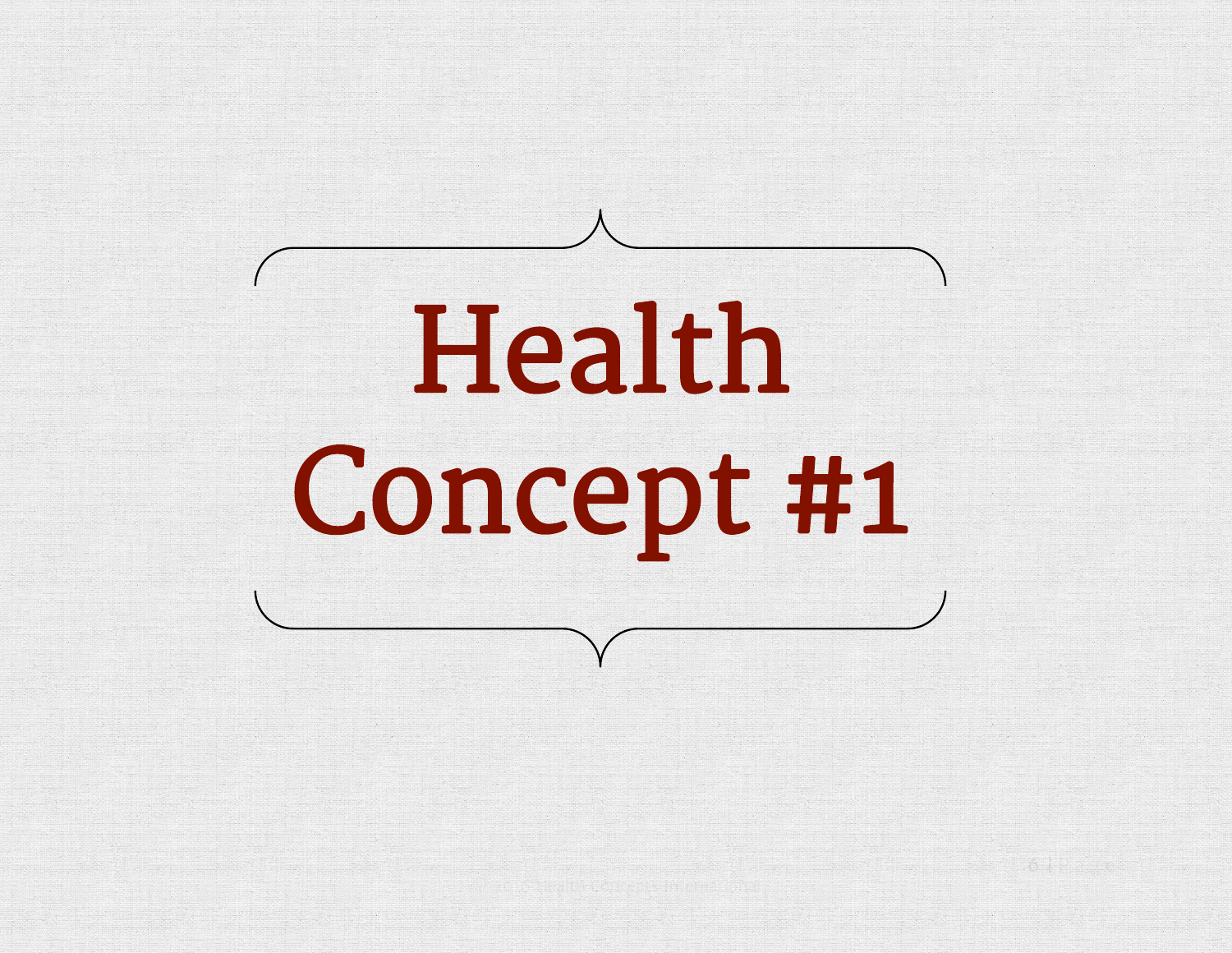# Health Concept #1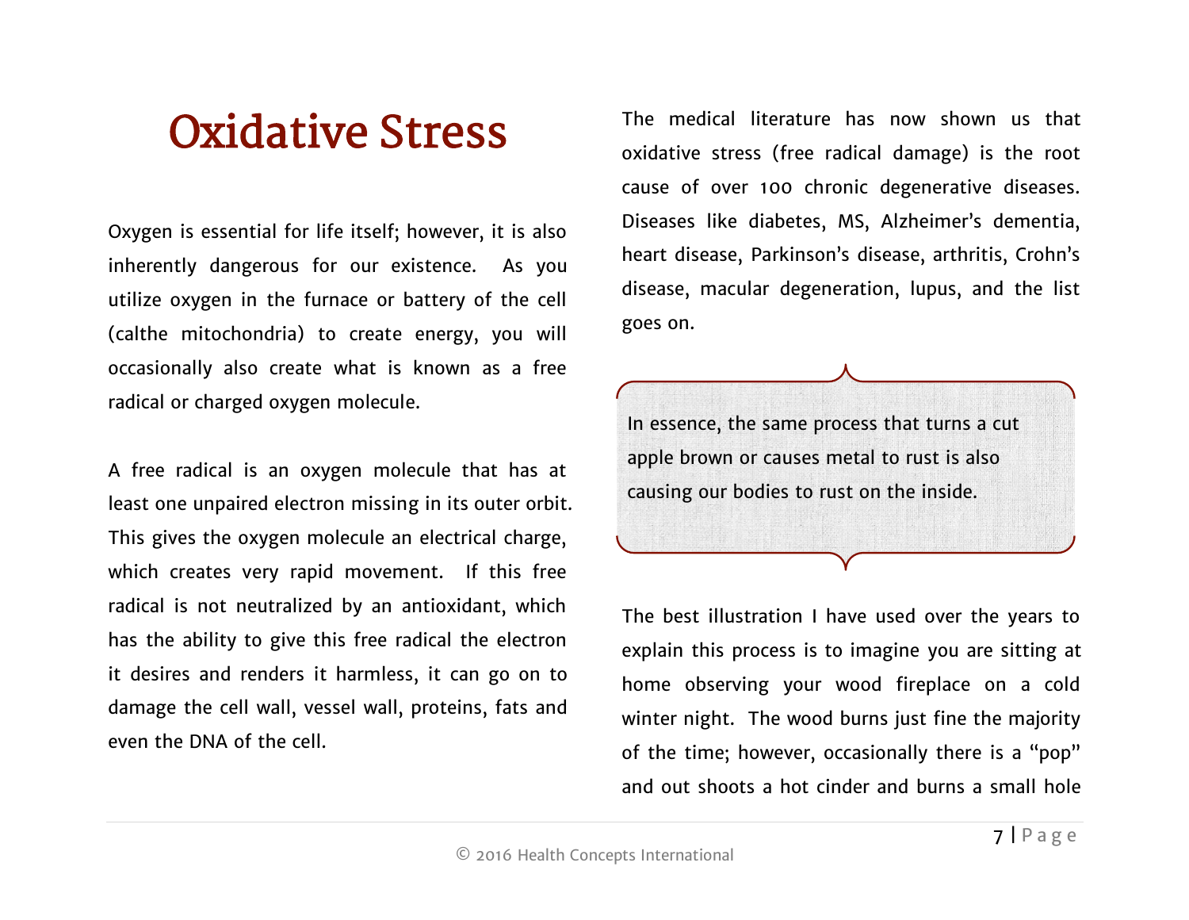# Oxidative Stress

Oxygen is essential for life itself; however, it is also inherently dangerous for our existence. As you utilize oxygen in the furnace or battery of the cell (calthe mitochondria) to create energy, you will occasionally also create what is known as a free radical or charged oxygen molecule.

A free radical is an oxygen molecule that has at least one unpaired electron missing in its outer orbit. This gives the oxygen molecule an electrical charge, which creates very rapid movement. If this free radical is not neutralized by an antioxidant, which has the ability to give this free radical the electron it desires and renders it harmless, it can go on to damage the cell wall, vessel wall, proteins, fats and even the DNA of the cell.

The medical literature has now shown us that oxidative stress (free radical damage) is the root cause of over 100 chronic degenerative diseases. Diseases like diabetes, MS, Alzheimer's dementia, heart disease, Parkinson's disease, arthritis, Crohn's disease, macular degeneration, lupus, and the list goes on.

> In essence, the same process that turns a cut apple brown or causes metal to rust is also causing our bodies to rust on the inside.

The best illustration I have used over the years to explain this process is to imagine you are sitting at home observing your wood fireplace on a cold winter night. The wood burns just fine the majority of the time; however, occasionally there is a "pop" and out shoots a hot cinder and burns a small hole

© 2016 Health Concepts International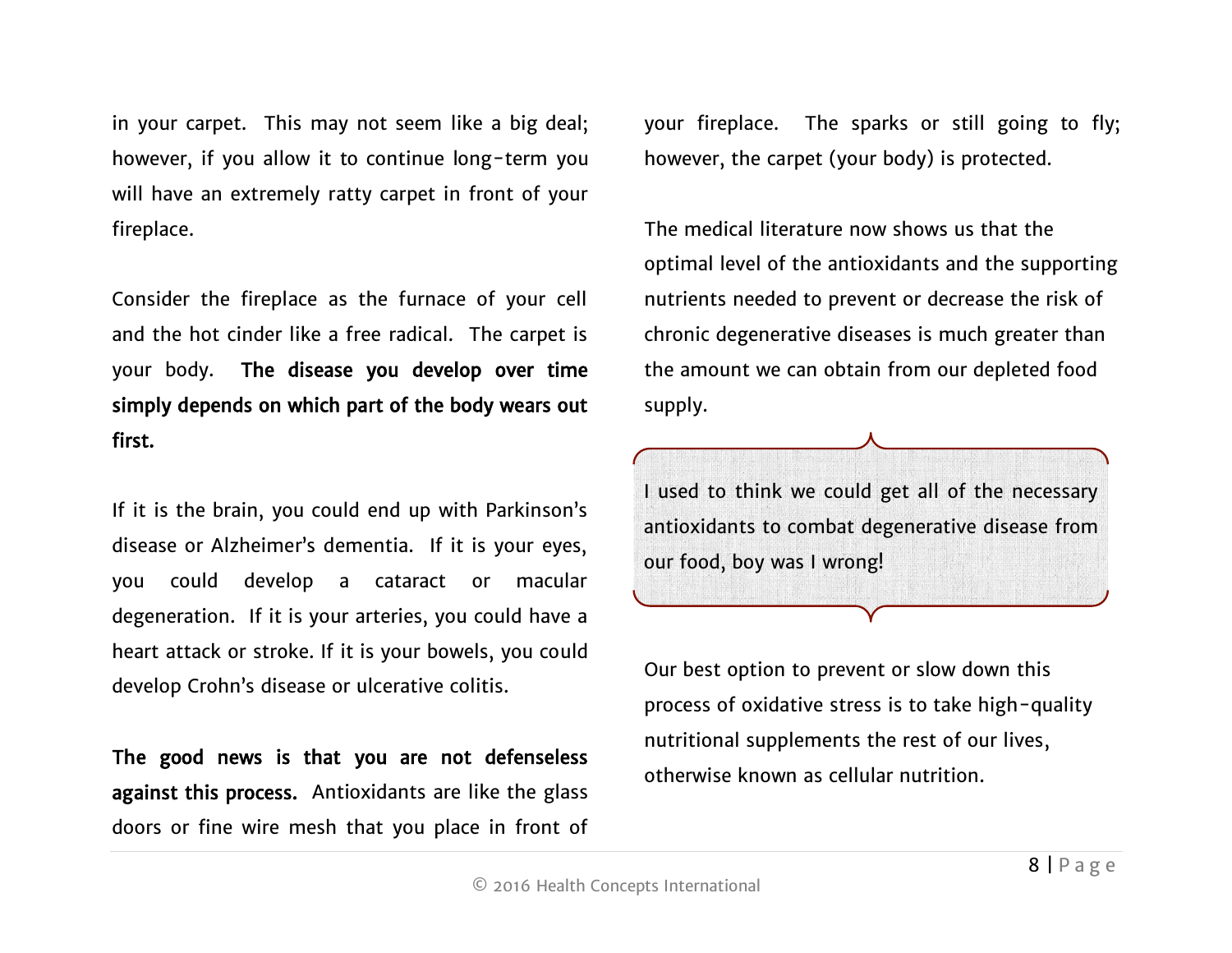in your carpet. This may not seem like a big deal; however, if you allow it to continue long-term you will have an extremely ratty carpet in front of your fireplace.

Consider the fireplace as the furnace of your cell and the hot cinder like a free radical. The carpet is your body. **The disease you develop over time simply depends on which part of the body wears out first.**

If it is the brain, you could end up with Parkinson's disease or Alzheimer's dementia. If it is your eyes, you could develop a cataract or macular degeneration. If it is your arteries, you could have a heart attack or stroke. If it is your bowels, you could develop Crohn's disease or ulcerative colitis.

**The good news is that you are not defenseless against this process.** Antioxidants are like the glass doors or fine wire mesh that you place in front of your fireplace. The sparks or still going to fly; however, the carpet (your body) is protected.

The medical literature now shows us that the optimal level of the antioxidants and the supporting nutrients needed to prevent or decrease the risk of chronic degenerative diseases is much greater than the amount we can obtain from our depleted food supply.

> I used to think we could get all of the necessary antioxidants to combat degenerative disease from our food, boy was I wrong!

Our best option to prevent or slow down this process of oxidative stress is to take high-quality nutritional supplements the rest of our lives, otherwise known as cellular nutrition.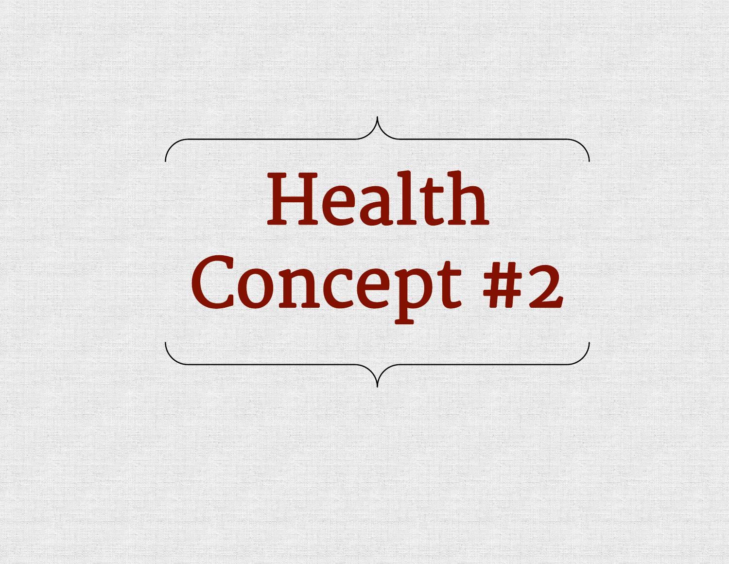# Health Concept #2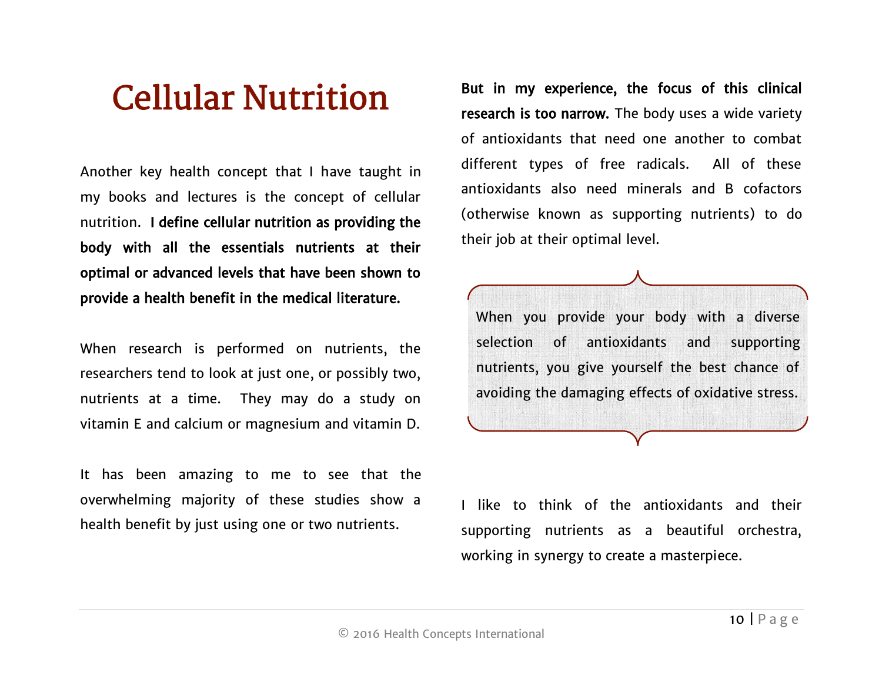# Cellular Nutrition

Another key health concept that I have taught in my books and lectures is the concept of cellular nutrition. **I define cellular nutrition as providing the body with all the essentials nutrients at their optimal or advanced levels that have been shown to provide a health benefit in the medical literature.**

When research is performed on nutrients, the researchers tend to look at just one, or possibly two, nutrients at a time. They may do a study on vitamin E and calcium or magnesium and vitamin D.

It has been amazing to me to see that the overwhelming majority of these studies show a health benefit by just using one or two nutrients.

**But in my experience, the focus of this clinical research is too narrow.** The body uses a wide variety of antioxidants that need one another to combat different types of free radicals. All of these antioxidants also need minerals and B cofactors (otherwise known as supporting nutrients) to do their job at their optimal level.

> When you provide your body with a diverse selection of antioxidants and supporting nutrients, you give yourself the best chance of avoiding the damaging effects of oxidative stress.

I like to think of the antioxidants and their supporting nutrients as a beautiful orchestra, working in synergy to create a masterpiece.

© 2016 Health Concepts International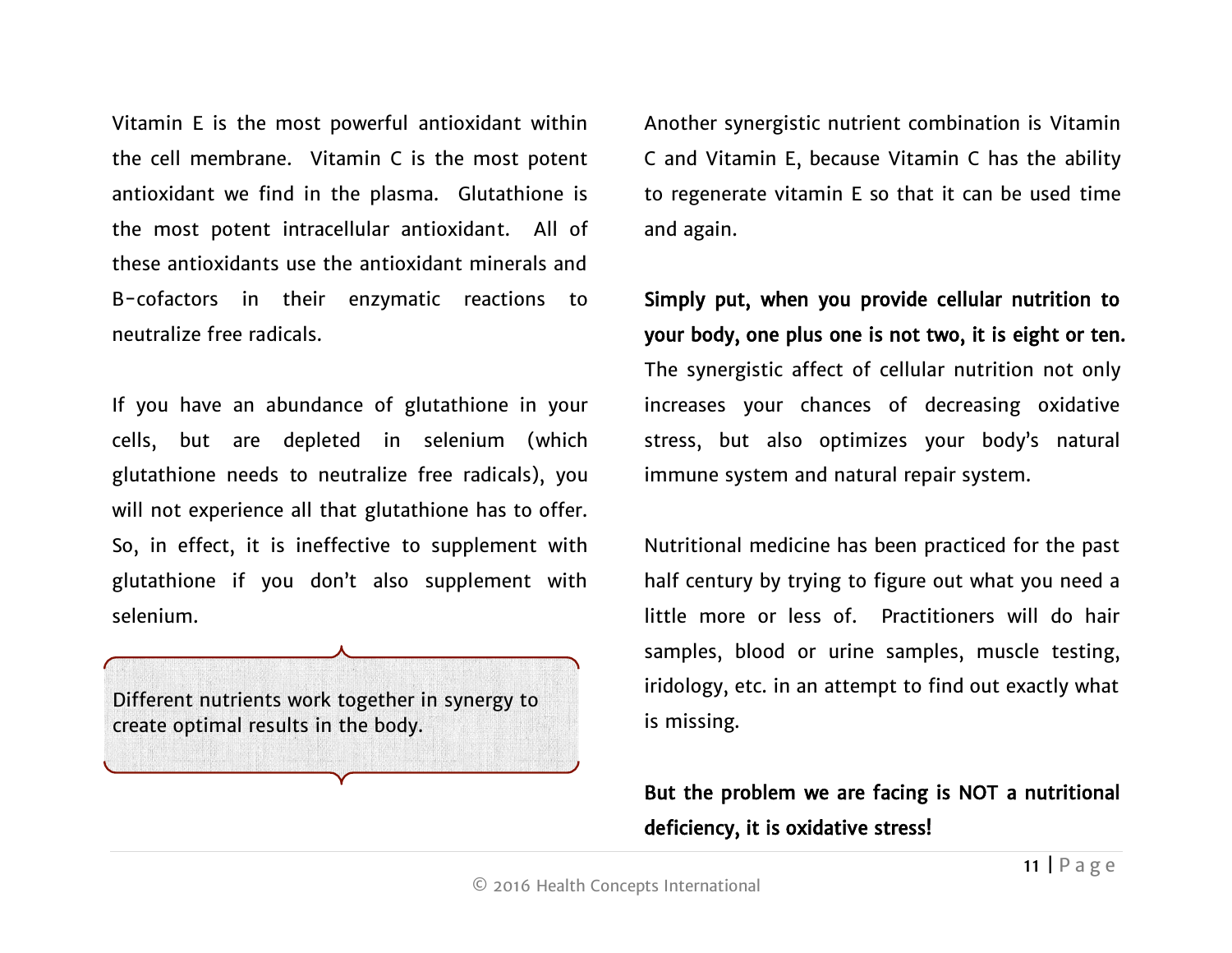Vitamin E is the most powerful antioxidant within the cell membrane. Vitamin C is the most potent antioxidant we find in the plasma. Glutathione is the most potent intracellular antioxidant. All of these antioxidants use the antioxidant minerals and B-cofactors in their enzymatic reactions to neutralize free radicals.

If you have an abundance of glutathione in your cells, but are depleted in selenium (which glutathione needs to neutralize free radicals), you will not experience all that glutathione has to offer. So, in effect, it is ineffective to supplement with glutathione if you don't also supplement with selenium.

> Different nutrients work together in synergy to create optimal results in the body.

Another synergistic nutrient combination is Vitamin C and Vitamin E, because Vitamin C has the ability to regenerate vitamin E so that it can be used time and again.

**Simply put, when you provide cellular nutrition to your body, one plus one is not two, it is eight or ten.** The synergistic affect of cellular nutrition not only increases your chances of decreasing oxidative stress, but also optimizes your body's natural immune system and natural repair system.

Nutritional medicine has been practiced for the past half century by trying to figure out what you need a little more or less of. Practitioners will do hair samples, blood or urine samples, muscle testing, iridology, etc. in an attempt to find out exactly what is missing.

**But the problem we are facing is NOT a nutritional deficiency, it is oxidative stress!**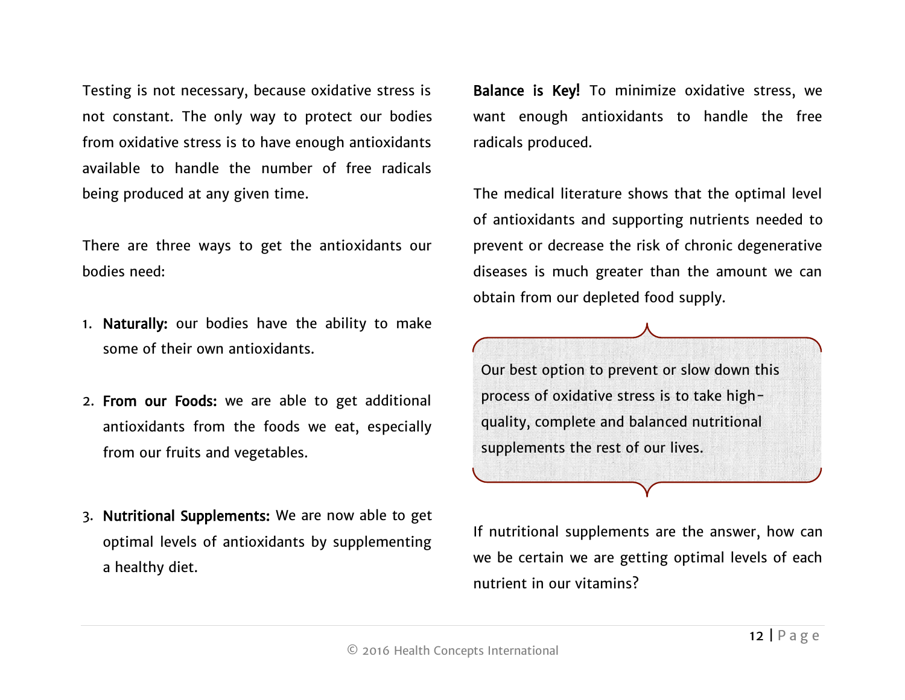Testing is not necessary, because oxidative stress is not constant. The only way to protect our bodies from oxidative stress is to have enough antioxidants available to handle the number of free radicals being produced at any given time.

There are three ways to get the antioxidants our bodies need:

1. **Naturally:** our bodies have the ability to make some of their own antioxidants.
2. **From our Foods:** we are able to get additional antioxidants from the foods we eat, especially from our fruits and vegetables.
3. **Nutritional Supplements:** We are now able to get optimal levels of antioxidants by supplementing a healthy diet.

**Balance is Key!** To minimize oxidative stress, we want enough antioxidants to handle the free radicals produced.

The medical literature shows that the optimal level of antioxidants and supporting nutrients needed to prevent or decrease the risk of chronic degenerative diseases is much greater than the amount we can obtain from our depleted food supply.

> Our best option to prevent or slow down this process of oxidative stress is to take high-quality, complete and balanced nutritional supplements the rest of our lives.

If nutritional supplements are the answer, how can we be certain we are getting optimal levels of each nutrient in our vitamins?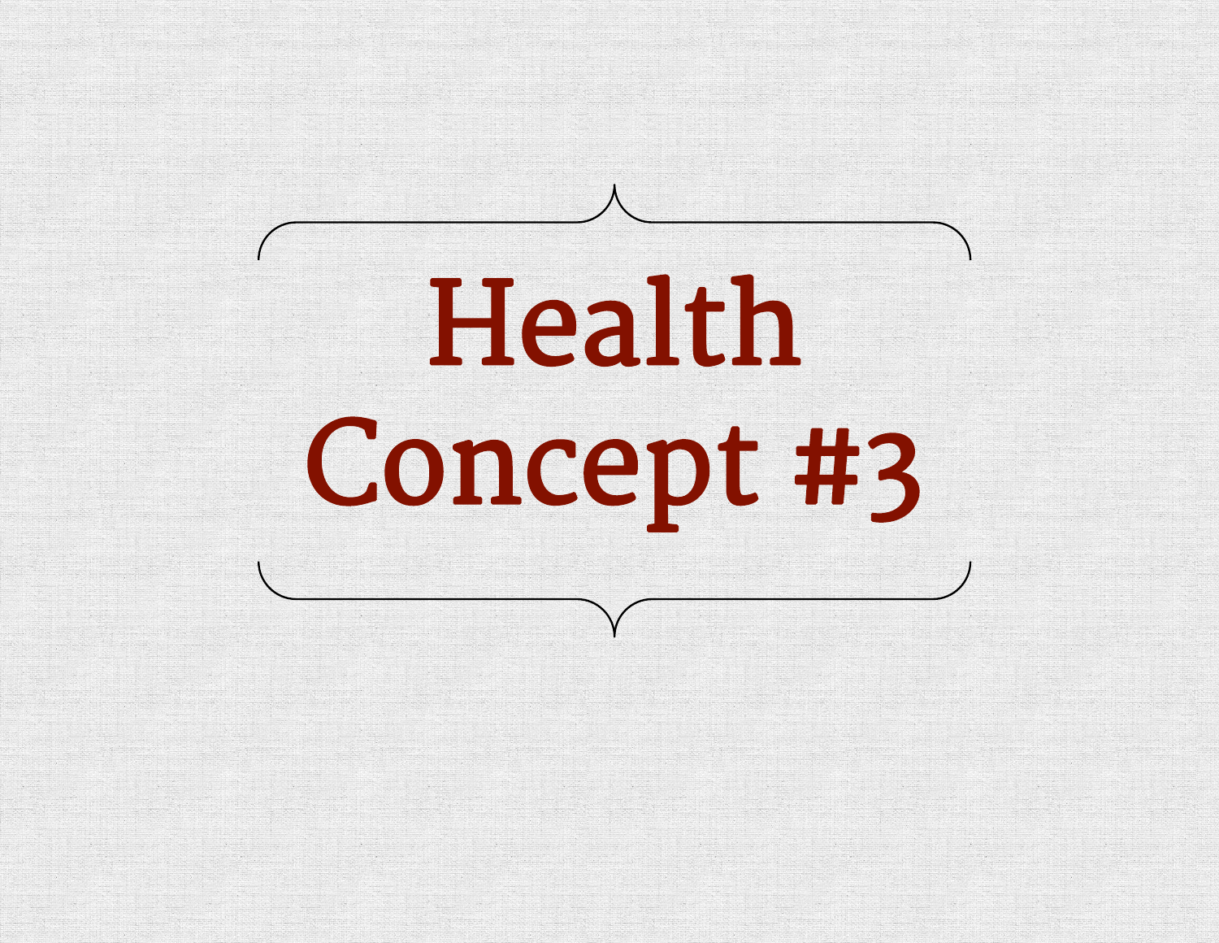# Health Concept #3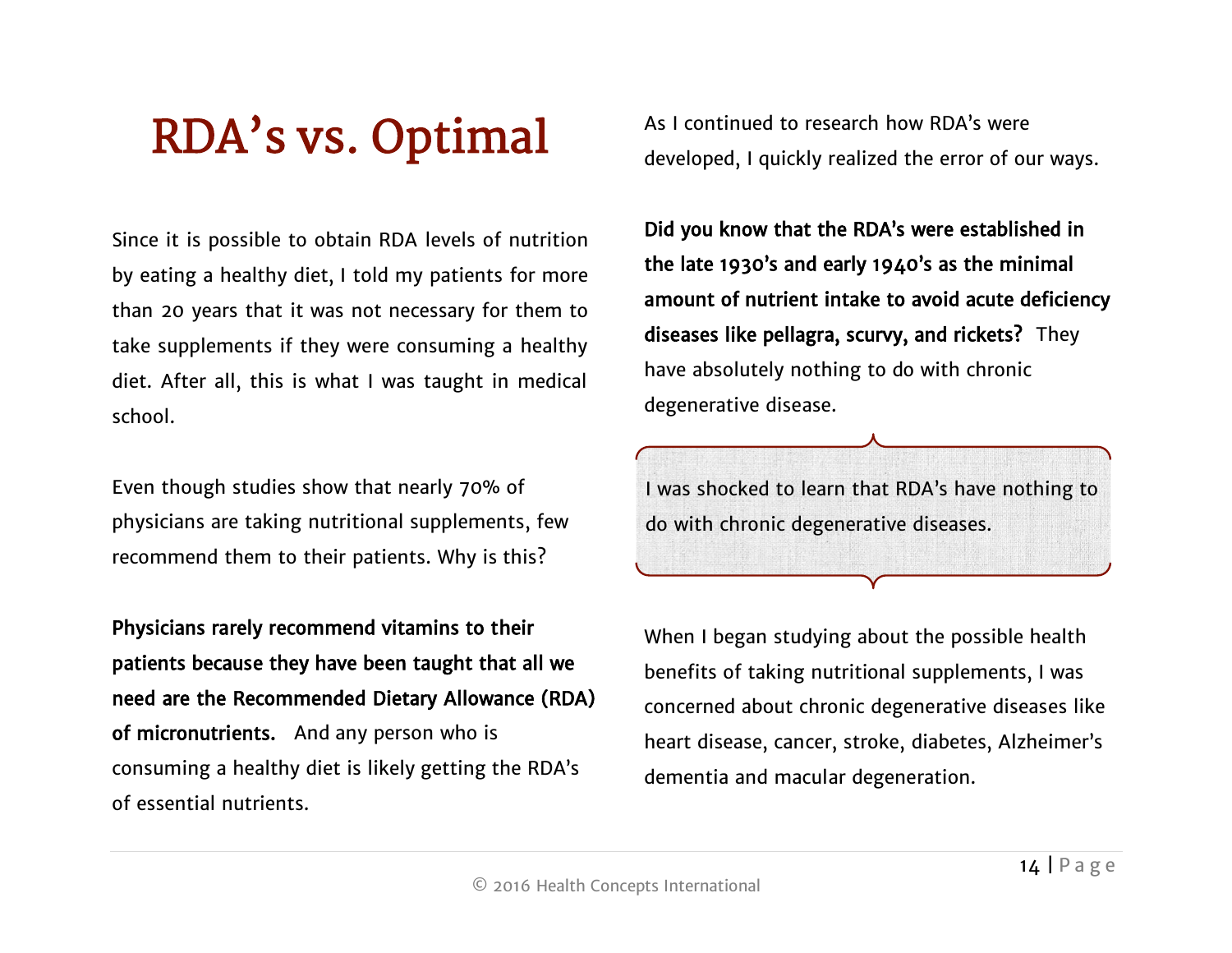# RDA's vs. Optimal

Since it is possible to obtain RDA levels of nutrition by eating a healthy diet, I told my patients for more than 20 years that it was not necessary for them to take supplements if they were consuming a healthy diet. After all, this is what I was taught in medical school.

Even though studies show that nearly 70% of physicians are taking nutritional supplements, few recommend them to their patients. Why is this?

**Physicians rarely recommend vitamins to their patients because they have been taught that all we need are the Recommended Dietary Allowance (RDA) of micronutrients.** And any person who is consuming a healthy diet is likely getting the RDA's of essential nutrients.

As I continued to research how RDA's were developed, I quickly realized the error of our ways.

**Did you know that the RDA's were established in the late 1930's and early 1940's as the minimal amount of nutrient intake to avoid acute deficiency diseases like pellagra, scurvy, and rickets?** They have absolutely nothing to do with chronic degenerative disease.

> I was shocked to learn that RDA's have nothing to do with chronic degenerative diseases.

When I began studying about the possible health benefits of taking nutritional supplements, I was concerned about chronic degenerative diseases like heart disease, cancer, stroke, diabetes, Alzheimer's dementia and macular degeneration.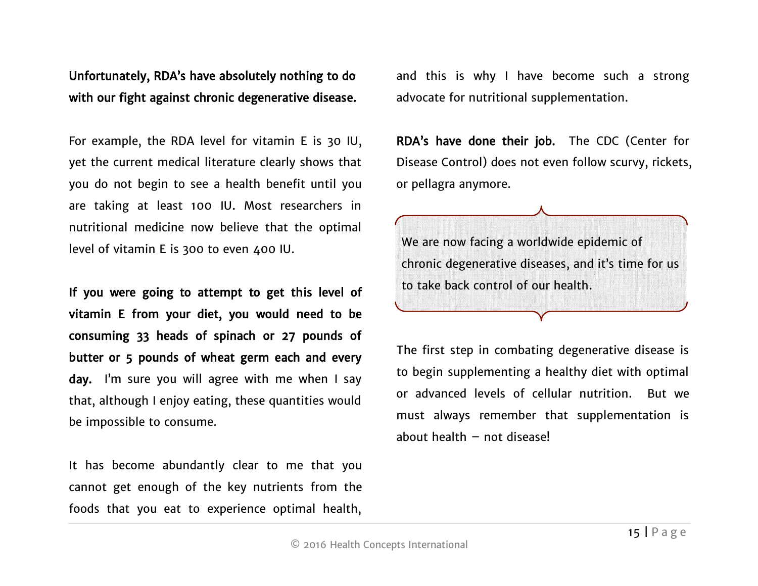**Unfortunately, RDA's have absolutely nothing to do with our fight against chronic degenerative disease.**

For example, the RDA level for vitamin E is 30 IU, yet the current medical literature clearly shows that you do not begin to see a health benefit until you are taking at least 100 IU. Most researchers in nutritional medicine now believe that the optimal level of vitamin E is 300 to even 400 IU.

**If you were going to attempt to get this level of vitamin E from your diet, you would need to be consuming 33 heads of spinach or 27 pounds of butter or 5 pounds of wheat germ each and every day.** I'm sure you will agree with me when I say that, although I enjoy eating, these quantities would be impossible to consume.

It has become abundantly clear to me that you cannot get enough of the key nutrients from the foods that you eat to experience optimal health, and this is why I have become such a strong advocate for nutritional supplementation.

**RDA's have done their job.** The CDC (Center for Disease Control) does not even follow scurvy, rickets, or pellagra anymore.

> We are now facing a worldwide epidemic of chronic degenerative diseases, and it's time for us to take back control of our health.

The first step in combating degenerative disease is to begin supplementing a healthy diet with optimal or advanced levels of cellular nutrition. But we must always remember that supplementation is about health – not disease!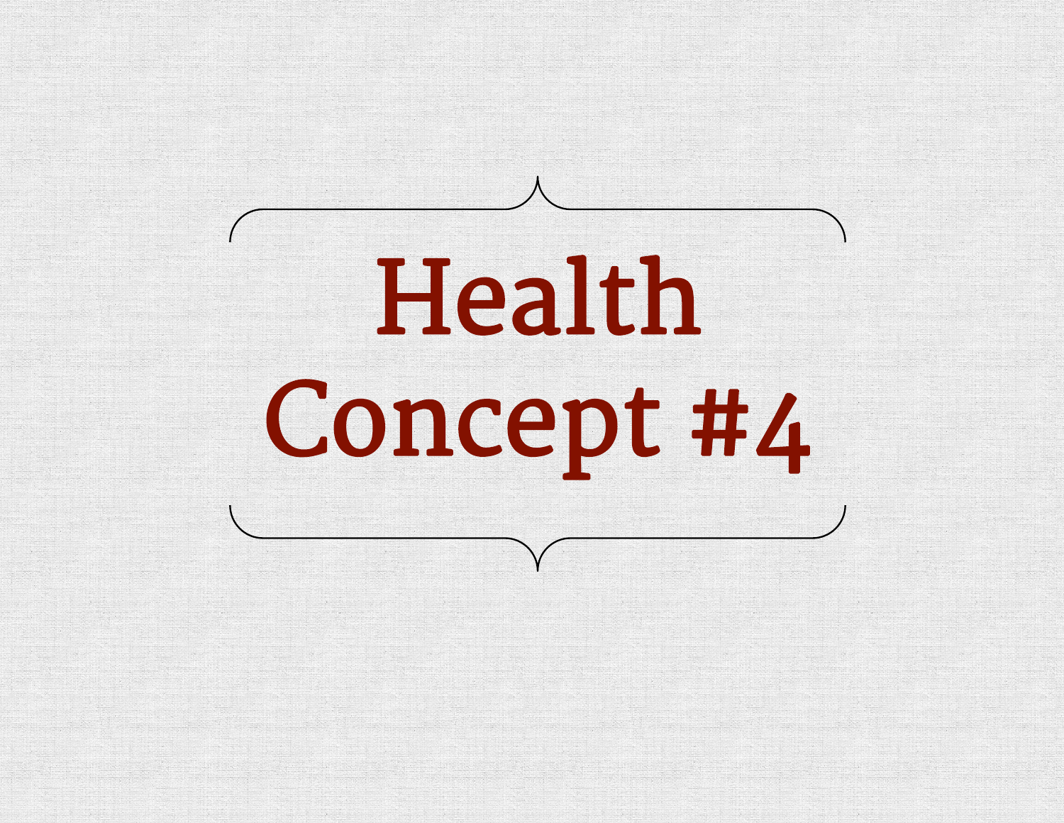# Health Concept #4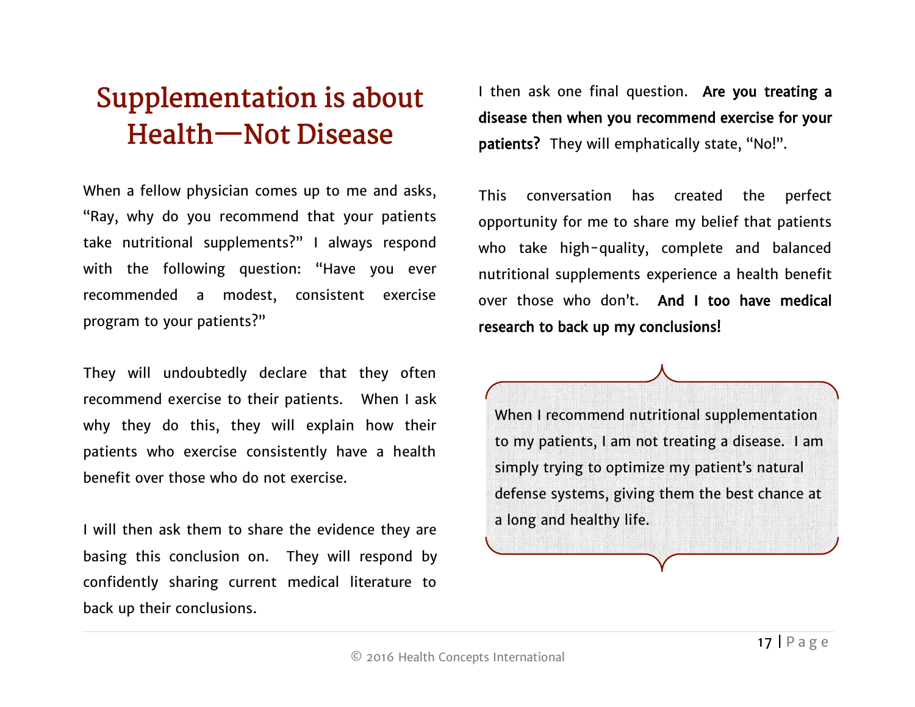# Supplementation is about Health—Not Disease

When a fellow physician comes up to me and asks, "Ray, why do you recommend that your patients take nutritional supplements?" I always respond with the following question: "Have you ever recommended a modest, consistent exercise program to your patients?"

They will undoubtedly declare that they often recommend exercise to their patients. When I ask why they do this, they will explain how their patients who exercise consistently have a health benefit over those who do not exercise.

I will then ask them to share the evidence they are basing this conclusion on. They will respond by confidently sharing current medical literature to back up their conclusions.

I then ask one final question. **Are you treating a disease then when you recommend exercise for your patients?** They will emphatically state, "No!".

This conversation has created the perfect opportunity for me to share my belief that patients who take high-quality, complete and balanced nutritional supplements experience a health benefit over those who don't. **And I too have medical research to back up my conclusions!**

> When I recommend nutritional supplementation to my patients, I am not treating a disease. I am simply trying to optimize my patient's natural defense systems, giving them the best chance at a long and healthy life.

© 2016 Health Concepts International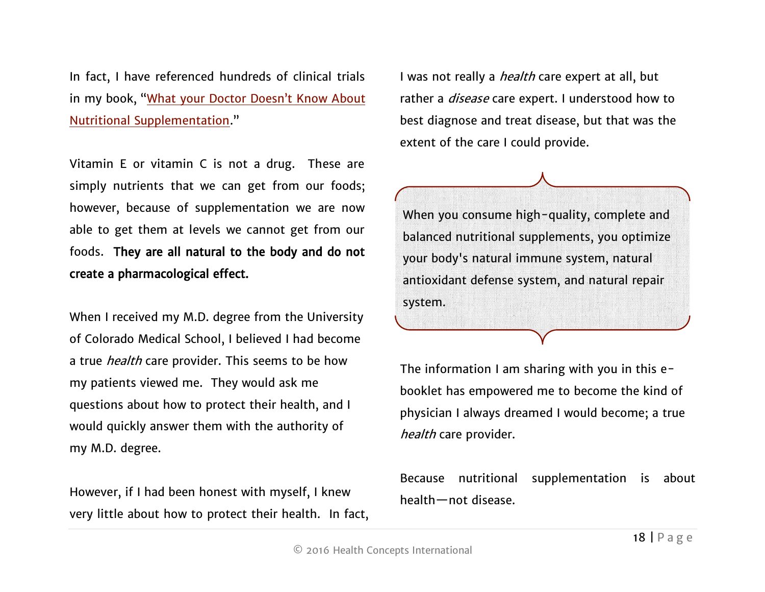In fact, I have referenced hundreds of clinical trials in my book, "What your Doctor Doesn't Know About Nutritional Supplementation."

Vitamin E or vitamin C is not a drug. These are simply nutrients that we can get from our foods; however, because of supplementation we are now able to get them at levels we cannot get from our foods. **They are all natural to the body and do not create a pharmacological effect.**

When I received my M.D. degree from the University of Colorado Medical School, I believed I had become a true *health* care provider. This seems to be how my patients viewed me. They would ask me questions about how to protect their health, and I would quickly answer them with the authority of my M.D. degree.

However, if I had been honest with myself, I knew very little about how to protect their health. In fact, I was not really a *health* care expert at all, but rather a *disease* care expert. I understood how to best diagnose and treat disease, but that was the extent of the care I could provide.

> When you consume high-quality, complete and balanced nutritional supplements, you optimize your body's natural immune system, natural antioxidant defense system, and natural repair system.

The information I am sharing with you in this e-booklet has empowered me to become the kind of physician I always dreamed I would become; a true *health* care provider.

Because nutritional supplementation is about health—not disease.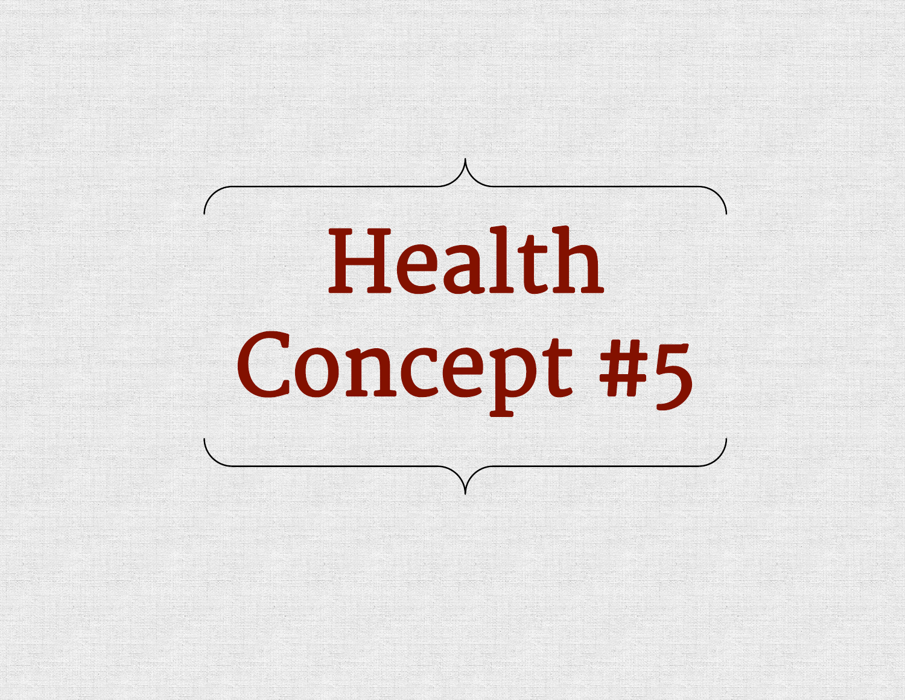# Health Concept #5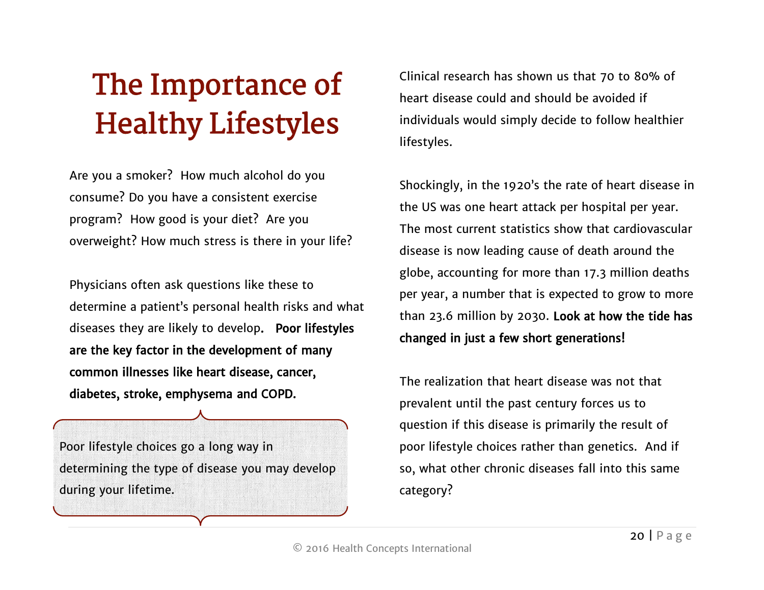# The Importance of Healthy Lifestyles

Are you a smoker? How much alcohol do you consume? Do you have a consistent exercise program? How good is your diet? Are you overweight? How much stress is there in your life?

Physicians often ask questions like these to determine a patient's personal health risks and what diseases they are likely to develop. **Poor lifestyles are the key factor in the development of many common illnesses like heart disease, cancer, diabetes, stroke, emphysema and COPD.**

> Poor lifestyle choices go a long way in determining the type of disease you may develop during your lifetime.

Clinical research has shown us that 70 to 80% of heart disease could and should be avoided if individuals would simply decide to follow healthier lifestyles.

Shockingly, in the 1920's the rate of heart disease in the US was one heart attack per hospital per year. The most current statistics show that cardiovascular disease is now leading cause of death around the globe, accounting for more than 17.3 million deaths per year, a number that is expected to grow to more than 23.6 million by 2030. **Look at how the tide has changed in just a few short generations!**

The realization that heart disease was not that prevalent until the past century forces us to question if this disease is primarily the result of poor lifestyle choices rather than genetics. And if so, what other chronic diseases fall into this same category?

© 2016 Health Concepts International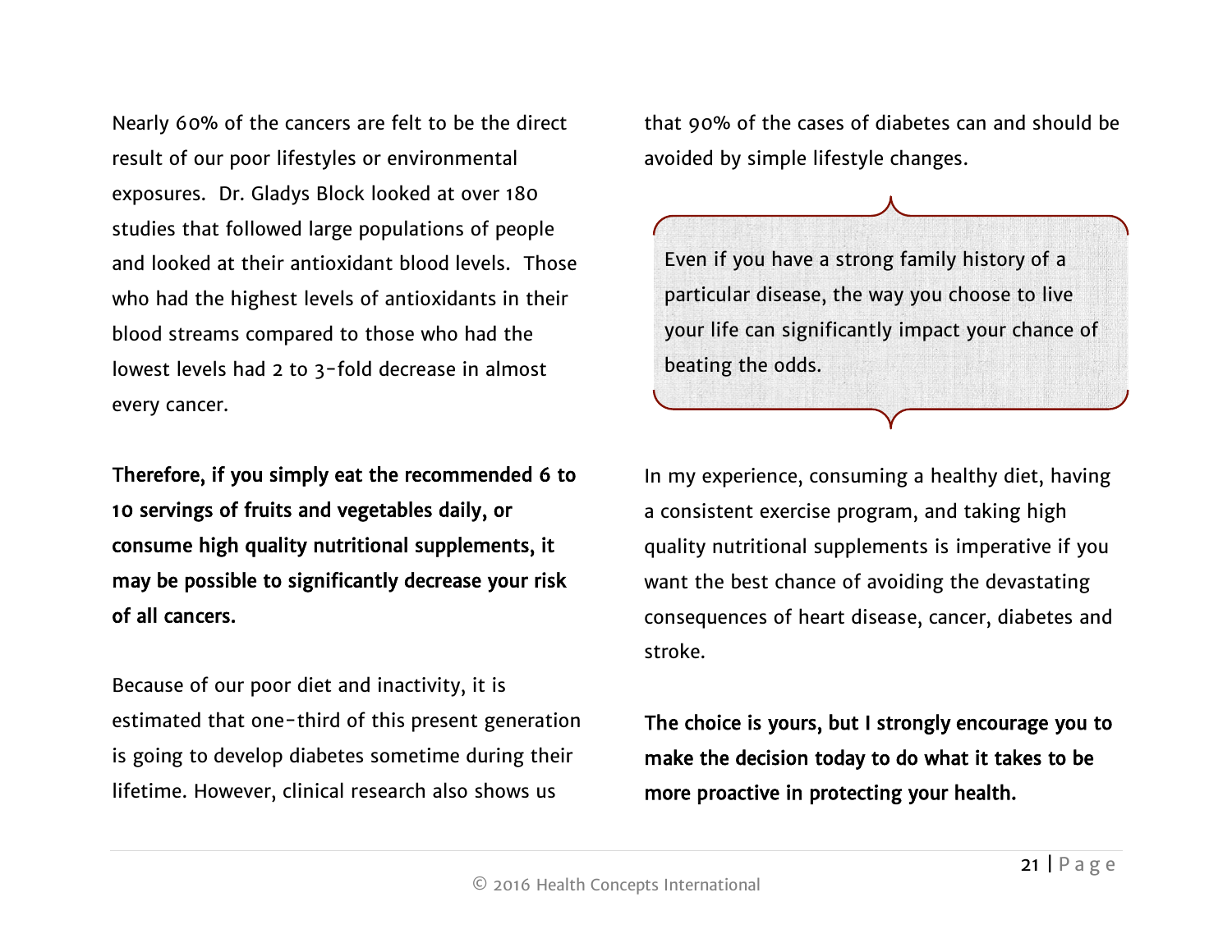Nearly 60% of the cancers are felt to be the direct result of our poor lifestyles or environmental exposures. Dr. Gladys Block looked at over 180 studies that followed large populations of people and looked at their antioxidant blood levels. Those who had the highest levels of antioxidants in their blood streams compared to those who had the lowest levels had 2 to 3-fold decrease in almost every cancer.

**Therefore, if you simply eat the recommended 6 to 10 servings of fruits and vegetables daily, or consume high quality nutritional supplements, it may be possible to significantly decrease your risk of all cancers.**

Because of our poor diet and inactivity, it is estimated that one-third of this present generation is going to develop diabetes sometime during their lifetime. However, clinical research also shows us that 90% of the cases of diabetes can and should be avoided by simple lifestyle changes.

> Even if you have a strong family history of a particular disease, the way you choose to live your life can significantly impact your chance of beating the odds.

In my experience, consuming a healthy diet, having a consistent exercise program, and taking high quality nutritional supplements is imperative if you want the best chance of avoiding the devastating consequences of heart disease, cancer, diabetes and stroke.

**The choice is yours, but I strongly encourage you to make the decision today to do what it takes to be more proactive in protecting your health.**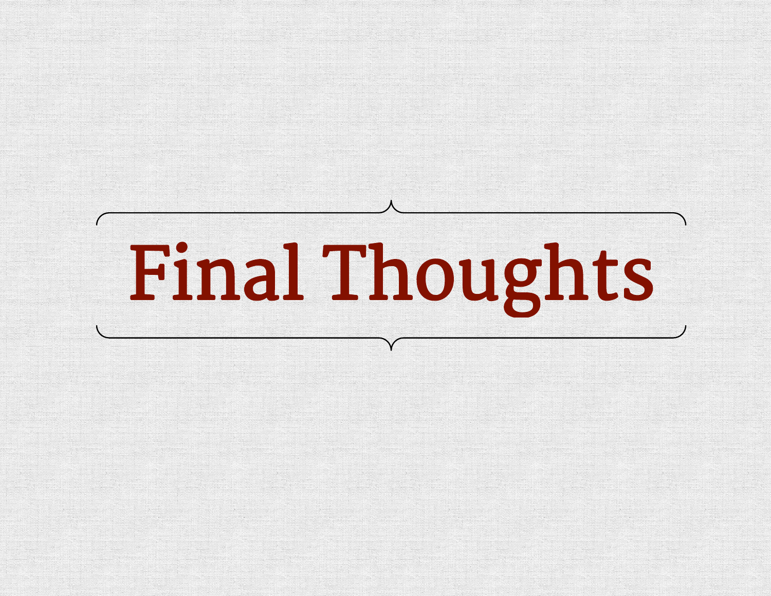# Final Thoughts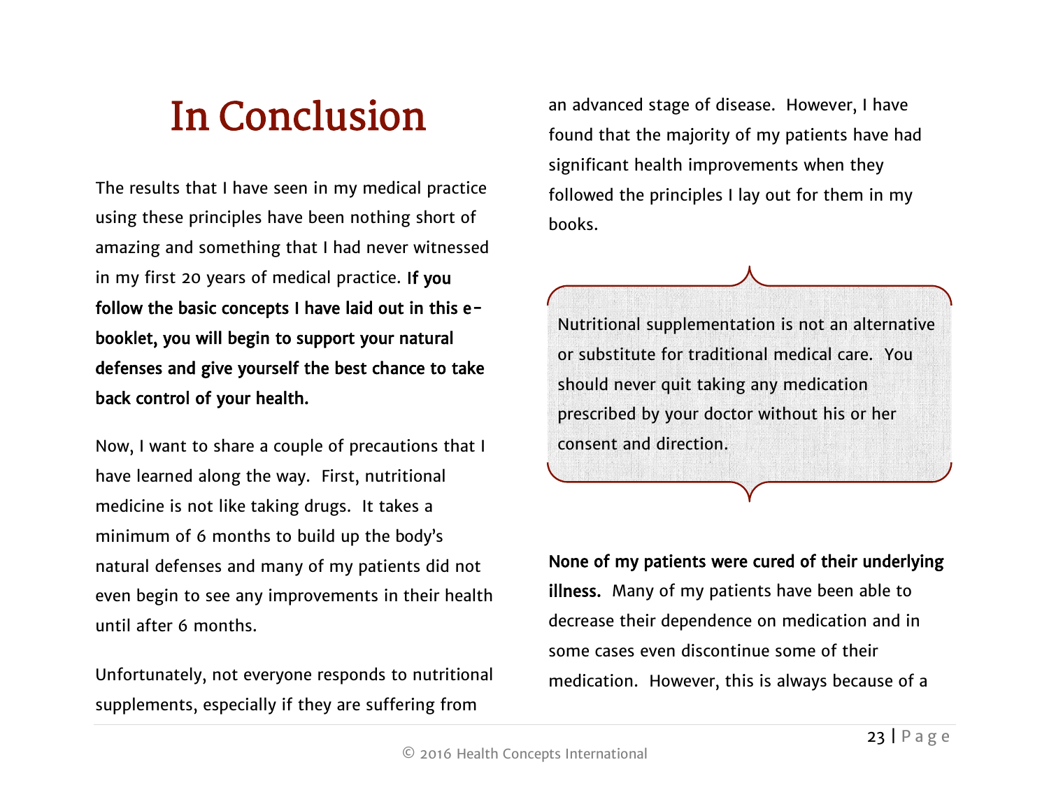# In Conclusion

The results that I have seen in my medical practice using these principles have been nothing short of amazing and something that I had never witnessed in my first 20 years of medical practice. **If you follow the basic concepts I have laid out in this e-booklet, you will begin to support your natural defenses and give yourself the best chance to take back control of your health.**

Now, I want to share a couple of precautions that I have learned along the way. First, nutritional medicine is not like taking drugs. It takes a minimum of 6 months to build up the body's natural defenses and many of my patients did not even begin to see any improvements in their health until after 6 months.

Unfortunately, not everyone responds to nutritional supplements, especially if they are suffering from an advanced stage of disease. However, I have found that the majority of my patients have had significant health improvements when they followed the principles I lay out for them in my books.

> Nutritional supplementation is not an alternative or substitute for traditional medical care. You should never quit taking any medication prescribed by your doctor without his or her consent and direction.

**None of my patients were cured of their underlying illness.** Many of my patients have been able to decrease their dependence on medication and in some cases even discontinue some of their medication. However, this is always because of a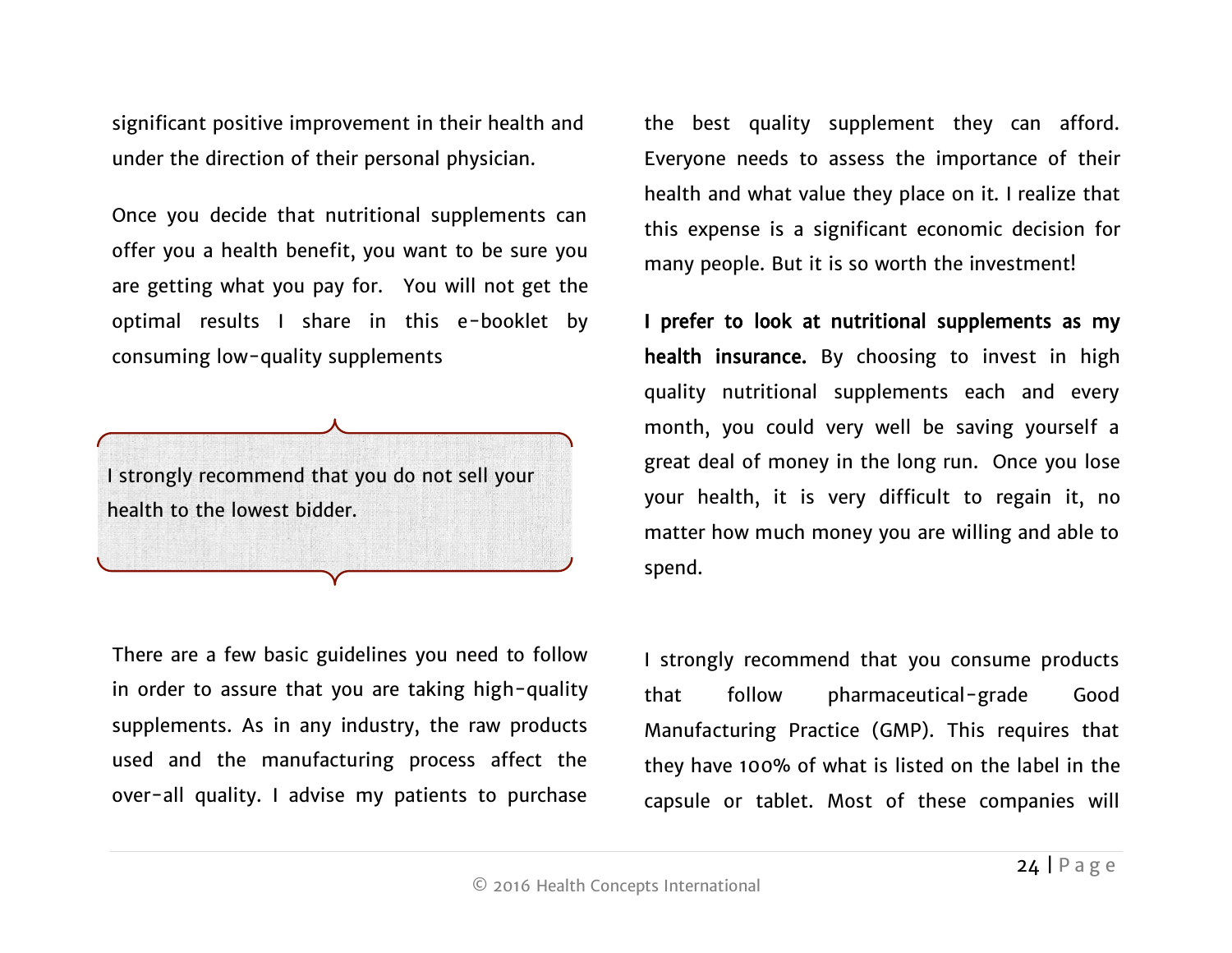significant positive improvement in their health and under the direction of their personal physician.

Once you decide that nutritional supplements can offer you a health benefit, you want to be sure you are getting what you pay for. You will not get the optimal results I share in this e-booklet by consuming low-quality supplements

> I strongly recommend that you do not sell your health to the lowest bidder.

There are a few basic guidelines you need to follow in order to assure that you are taking high-quality supplements. As in any industry, the raw products used and the manufacturing process affect the over-all quality. I advise my patients to purchase the best quality supplement they can afford. Everyone needs to assess the importance of their health and what value they place on it. I realize that this expense is a significant economic decision for many people. But it is so worth the investment!

**I prefer to look at nutritional supplements as my health insurance.** By choosing to invest in high quality nutritional supplements each and every month, you could very well be saving yourself a great deal of money in the long run. Once you lose your health, it is very difficult to regain it, no matter how much money you are willing and able to spend.

I strongly recommend that you consume products that follow pharmaceutical-grade Good Manufacturing Practice (GMP). This requires that they have 100% of what is listed on the label in the capsule or tablet. Most of these companies will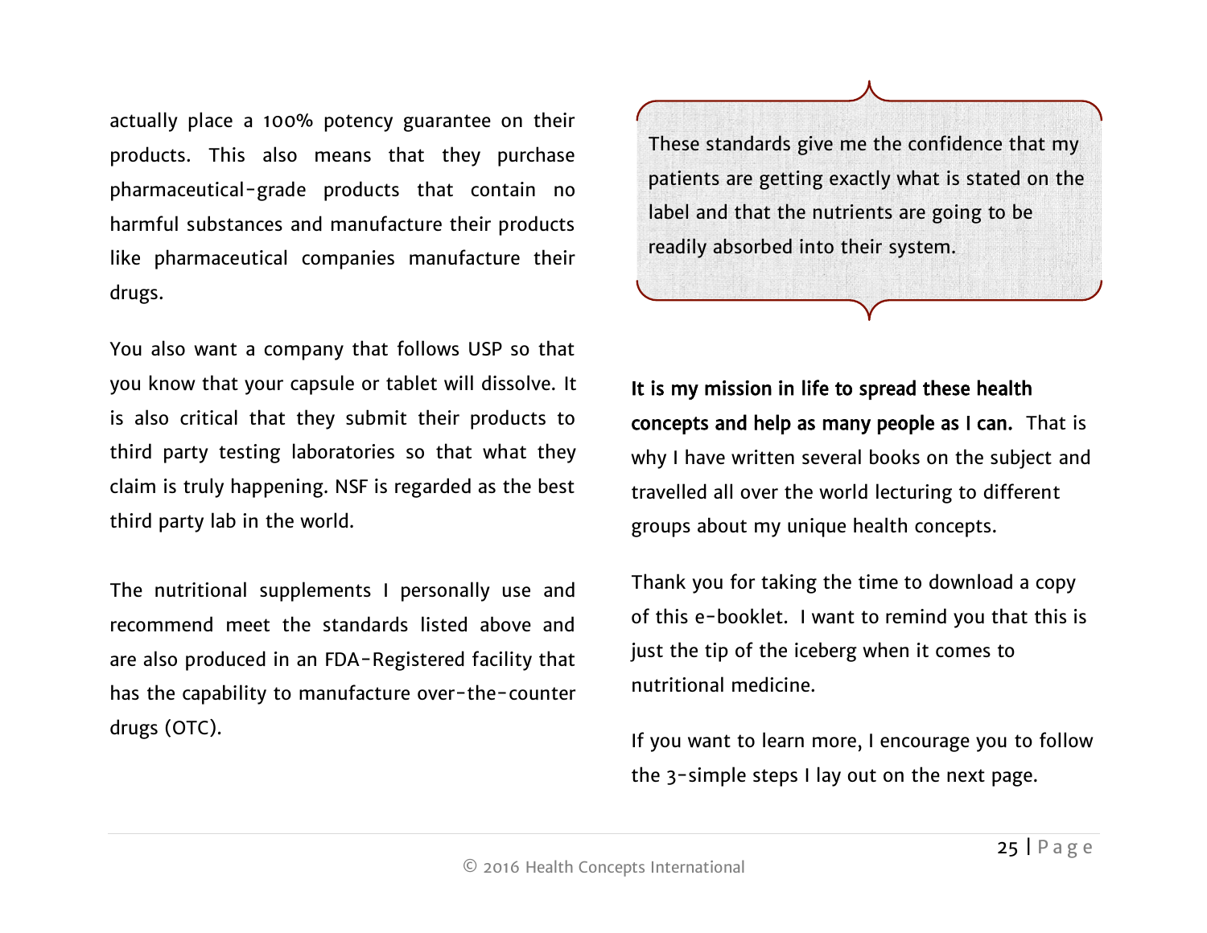actually place a 100% potency guarantee on their products. This also means that they purchase pharmaceutical-grade products that contain no harmful substances and manufacture their products like pharmaceutical companies manufacture their drugs.

You also want a company that follows USP so that you know that your capsule or tablet will dissolve. It is also critical that they submit their products to third party testing laboratories so that what they claim is truly happening. NSF is regarded as the best third party lab in the world.

The nutritional supplements I personally use and recommend meet the standards listed above and are also produced in an FDA-Registered facility that has the capability to manufacture over-the-counter drugs (OTC).

> These standards give me the confidence that my patients are getting exactly what is stated on the label and that the nutrients are going to be readily absorbed into their system.

**It is my mission in life to spread these health concepts and help as many people as I can.** That is why I have written several books on the subject and travelled all over the world lecturing to different groups about my unique health concepts.

Thank you for taking the time to download a copy of this e-booklet. I want to remind you that this is just the tip of the iceberg when it comes to nutritional medicine.

If you want to learn more, I encourage you to follow the 3-simple steps I lay out on the next page.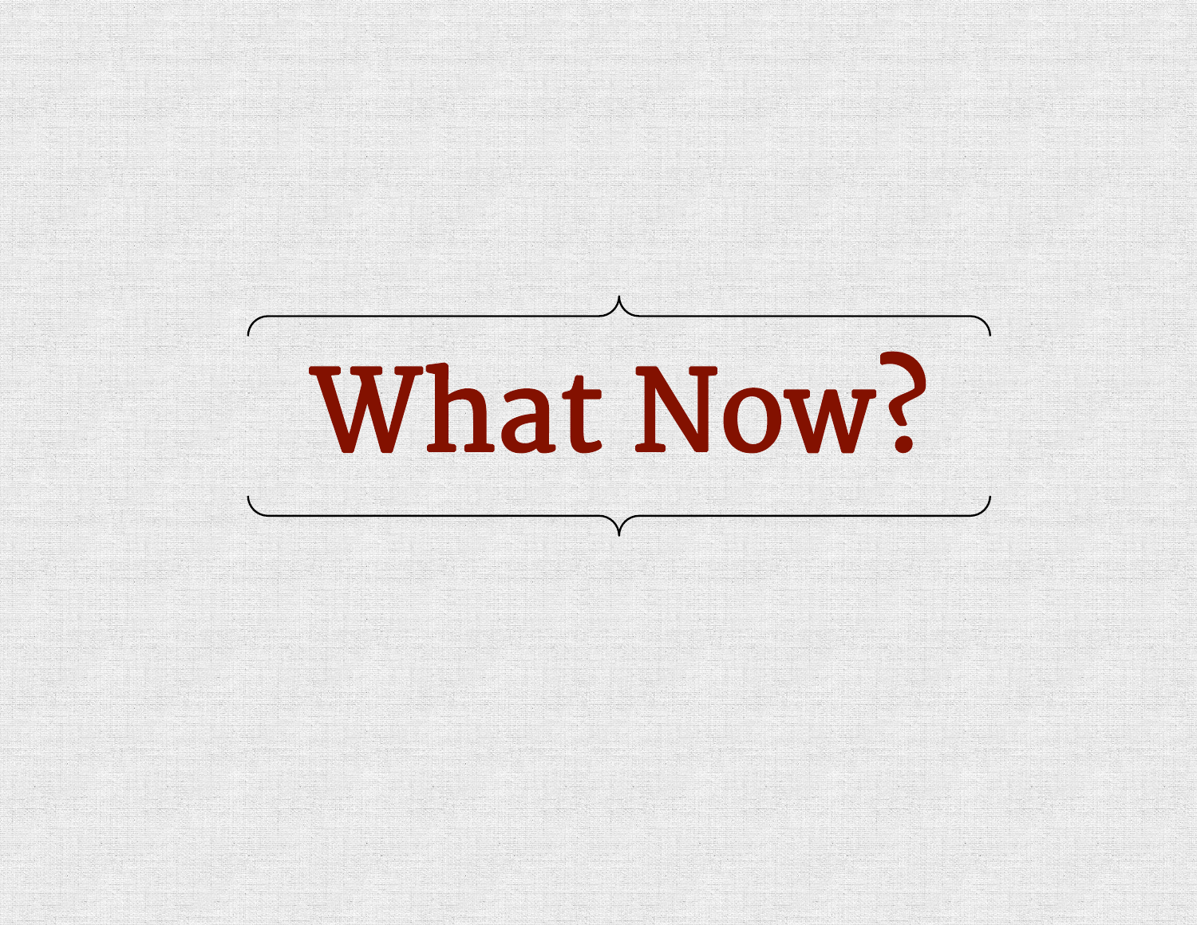# What Now?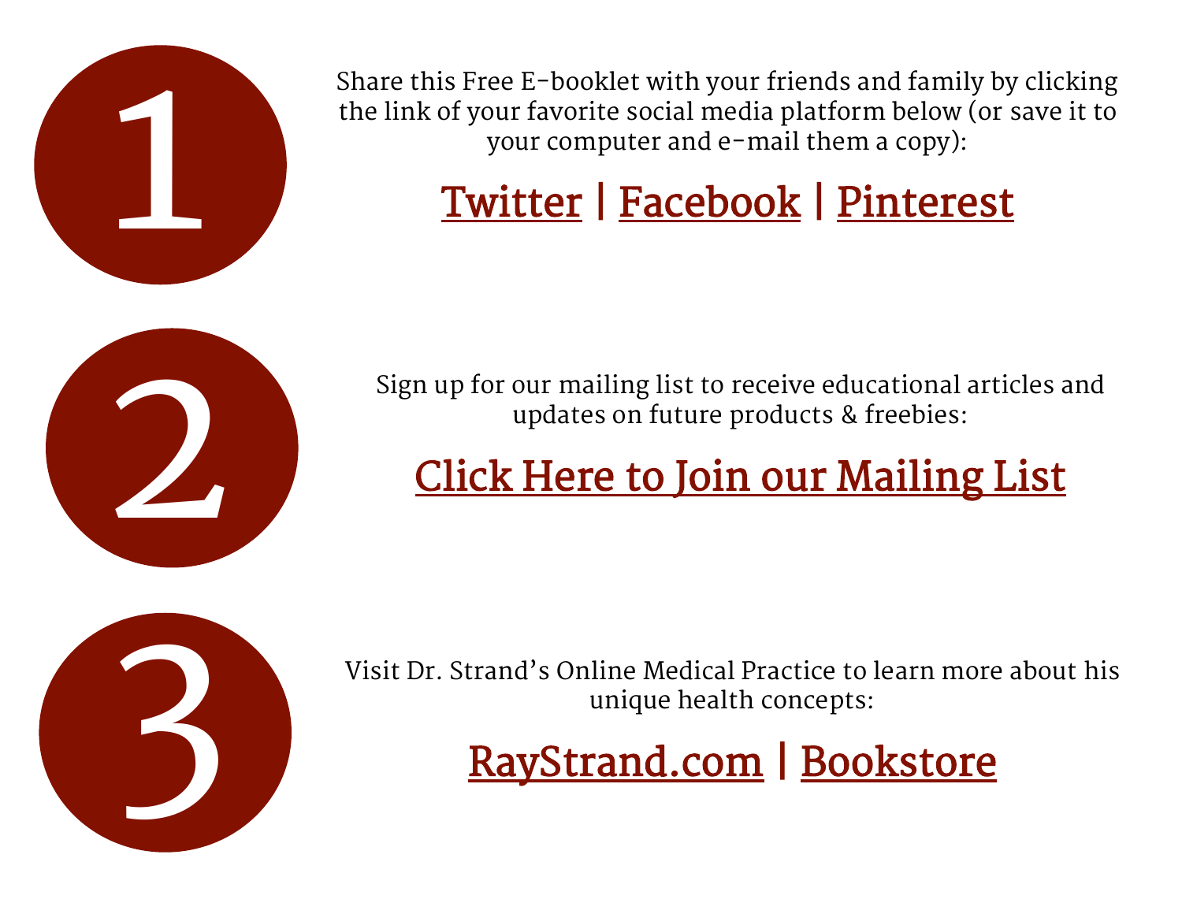1

Share this Free E-booklet with your friends and family by clicking the link of your favorite social media platform below (or save it to your computer and e-mail them a copy):

Twitter | Facebook | Pinterest

2

Sign up for our mailing list to receive educational articles and updates on future products & freebies:

Click Here to Join our Mailing List

3

Visit Dr. Strand's Online Medical Practice to learn more about his unique health concepts:

RayStrand.com | Bookstore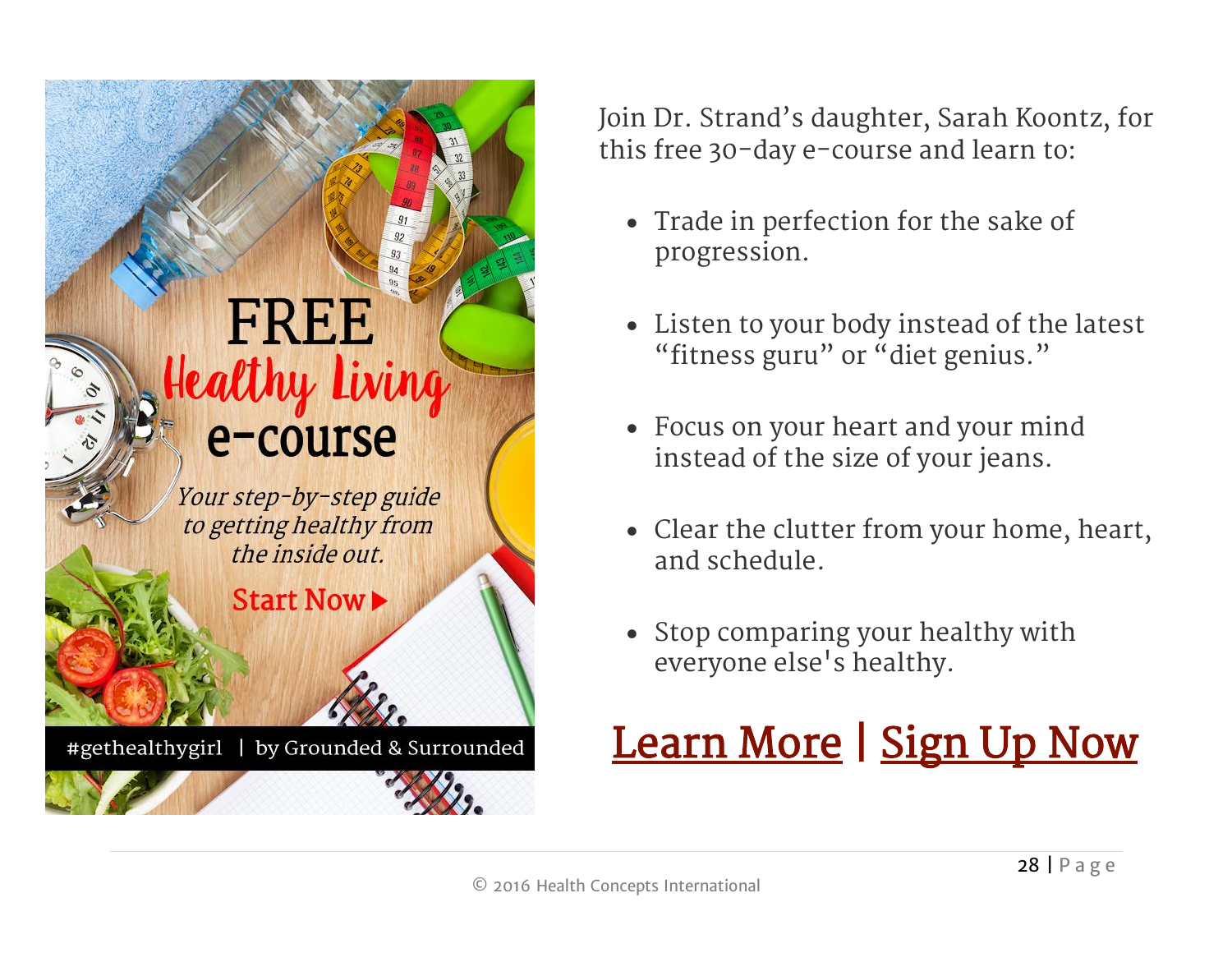FREE

Healthy Living

e-course

*Your step-by-step guide to getting healthy from the inside out.*

Start Now ▶

#gethealthygirl | by Grounded & Surrounded

Join Dr. Strand's daughter, Sarah Koontz, for this free 30-day e-course and learn to:

- Trade in perfection for the sake of progression.
- Listen to your body instead of the latest "fitness guru" or "diet genius."
- Focus on your heart and your mind instead of the size of your jeans.
- Clear the clutter from your home, heart, and schedule.
- Stop comparing your healthy with everyone else's healthy.

Learn More | Sign Up Now

© 2016 Health Concepts International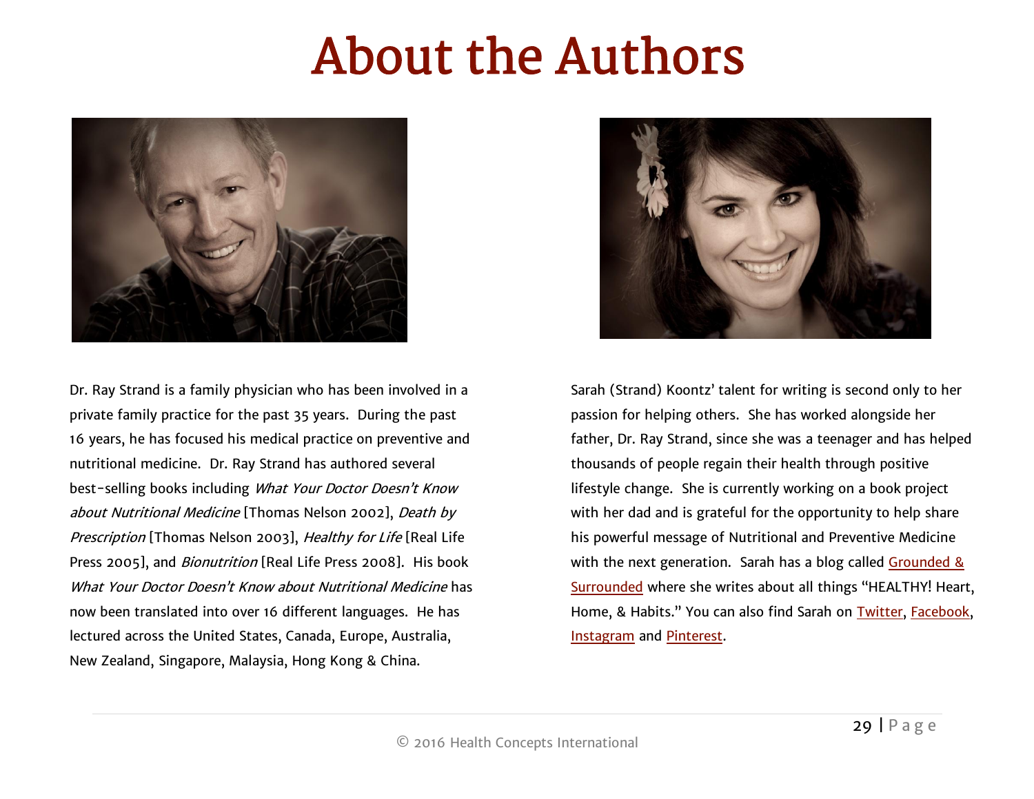# About the Authors

Dr. Ray Strand is a family physician who has been involved in a private family practice for the past 35 years. During the past 16 years, he has focused his medical practice on preventive and nutritional medicine. Dr. Ray Strand has authored several best-selling books including *What Your Doctor Doesn't Know about Nutritional Medicine* [Thomas Nelson 2002], *Death by Prescription* [Thomas Nelson 2003], *Healthy for Life* [Real Life Press 2005], and *Bionutrition* [Real Life Press 2008]. His book *What Your Doctor Doesn't Know about Nutritional Medicine* has now been translated into over 16 different languages. He has lectured across the United States, Canada, Europe, Australia, New Zealand, Singapore, Malaysia, Hong Kong & China.

Sarah (Strand) Koontz' talent for writing is second only to her passion for helping others. She has worked alongside her father, Dr. Ray Strand, since she was a teenager and has helped thousands of people regain their health through positive lifestyle change. She is currently working on a book project with her dad and is grateful for the opportunity to help share his powerful message of Nutritional and Preventive Medicine with the next generation. Sarah has a blog called Grounded & Surrounded where she writes about all things "HEALTHY! Heart, Home, & Habits." You can also find Sarah on Twitter, Facebook, Instagram and Pinterest.

© 2016 Health Concepts International